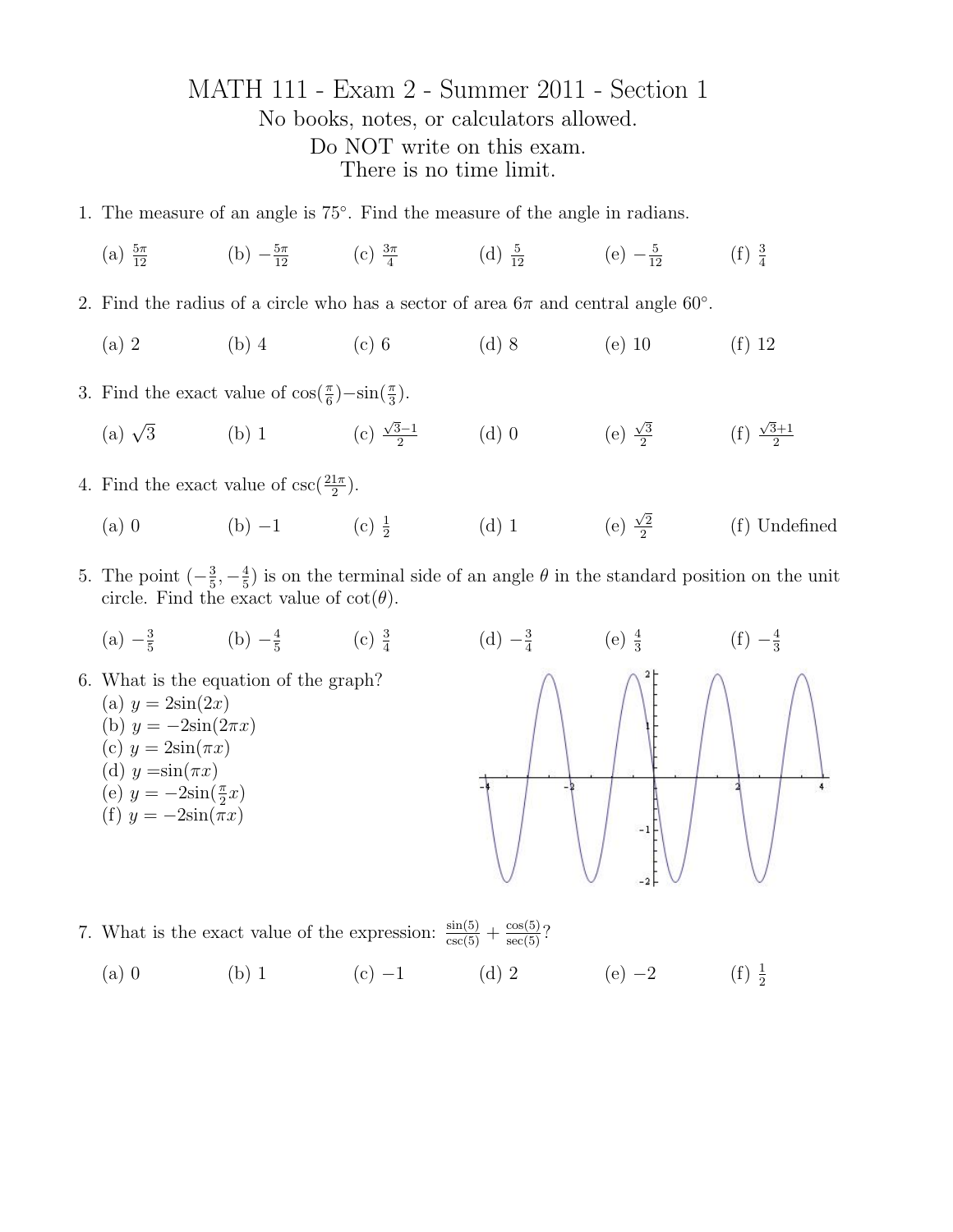# MATH 111 - Exam 2 - Summer 2011 - Section 1

No books, notes, or calculators allowed.

Do NOT write on this exam.

There is no time limit.

1. The measure of an angle is 75°. Find the measure of the angle in radians.

   (a) $\frac{5\pi}{12}$ (b) $-\frac{5\pi}{12}$ (c) $\frac{3\pi}{4}$ (d) $\frac{5}{12}$ (e) $-\frac{5}{12}$ (f) $\frac{3}{4}$

2. Find the radius of a circle who has a sector of area $6\pi$ and central angle 60°.

   (a) 2 (b) 4 (c) 6 (d) 8 (e) 10 (f) 12

3. Find the exact value of $\cos(\frac{\pi}{6}) - \sin(\frac{\pi}{3})$.

   (a) $\sqrt{3}$ (b) 1 (c) $\frac{\sqrt{3}-1}{2}$ (d) 0 (e) $\frac{\sqrt{3}}{2}$ (f) $\frac{\sqrt{3}+1}{2}$

4. Find the exact value of $\csc(\frac{21\pi}{2})$.

   (a) 0 (b) $-1$ (c) $\frac{1}{2}$ (d) 1 (e) $\frac{\sqrt{2}}{2}$ (f) Undefined

5. The point $(-\frac{3}{5}, -\frac{4}{5})$ is on the terminal side of an angle $\theta$ in the standard position on the unit circle. Find the exact value of $\cot(\theta)$.

   (a) $-\frac{3}{5}$ (b) $-\frac{4}{5}$ (c) $\frac{3}{4}$ (d) $-\frac{3}{4}$ (e) $\frac{4}{3}$ (f) $-\frac{4}{3}$

6. What is the equation of the graph?
   (a) $y = 2\sin(2x)$
   (b) $y = -2\sin(2\pi x)$
   (c) $y = 2\sin(\pi x)$
   (d) $y = \sin(\pi x)$
   (e) $y = -2\sin(\frac{\pi}{2}x)$
   (f) $y = -2\sin(\pi x)$

7. What is the exact value of the expression: $\frac{\sin(5)}{\csc(5)} + \frac{\cos(5)}{\sec(5)}$?

   (a) 0 (b) 1 (c) $-1$ (d) 2 (e) $-2$ (f) $\frac{1}{2}$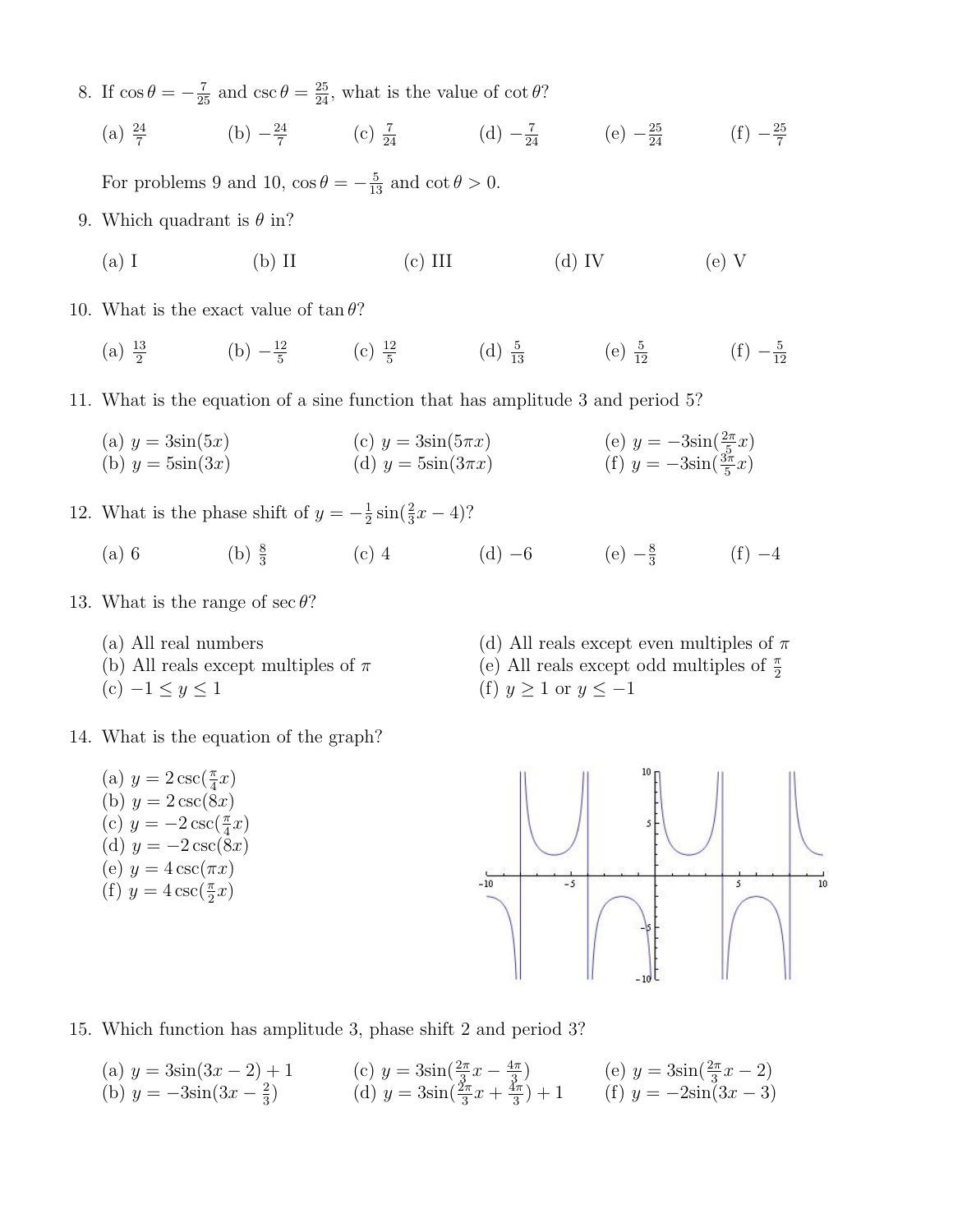8. If $\cos\theta = -\frac{7}{25}$ and $\csc\theta = \frac{25}{24}$, what is the value of $\cot\theta$?

   (a) $\frac{24}{7}$ (b) $-\frac{24}{7}$ (c) $\frac{7}{24}$ (d) $-\frac{7}{24}$ (e) $-\frac{25}{24}$ (f) $-\frac{25}{7}$

For problems 9 and 10, $\cos\theta = -\frac{5}{13}$ and $\cot\theta > 0$.

9. Which quadrant is $\theta$ in?

   (a) I (b) II (c) III (d) IV (e) V

10. What is the exact value of $\tan\theta$?

    (a) $\frac{13}{2}$ (b) $-\frac{12}{5}$ (c) $\frac{12}{5}$ (d) $\frac{5}{13}$ (e) $\frac{5}{12}$ (f) $-\frac{5}{12}$

11. What is the equation of a sine function that has amplitude 3 and period 5?

    (a) $y = 3\sin(5x)$
    (b) $y = 5\sin(3x)$
    (c) $y = 3\sin(5\pi x)$
    (d) $y = 5\sin(3\pi x)$
    (e) $y = -3\sin(\frac{2\pi}{5}x)$
    (f) $y = -3\sin(\frac{3\pi}{5}x)$

12. What is the phase shift of $y = -\frac{1}{2}\sin(\frac{2}{3}x - 4)$?

    (a) 6 (b) $\frac{8}{3}$ (c) 4 (d) $-6$ (e) $-\frac{8}{3}$ (f) $-4$

13. What is the range of $\sec\theta$?

    (a) All real numbers
    (b) All reals except multiples of $\pi$
    (c) $-1 \le y \le 1$
    (d) All reals except even multiples of $\pi$
    (e) All reals except odd multiples of $\frac{\pi}{2}$
    (f) $y \ge 1$ or $y \le -1$

14. What is the equation of the graph?

    (a) $y = 2\csc(\frac{\pi}{4}x)$
    (b) $y = 2\csc(8x)$
    (c) $y = -2\csc(\frac{\pi}{4}x)$
    (d) $y = -2\csc(8x)$
    (e) $y = 4\csc(\pi x)$
    (f) $y = 4\csc(\frac{\pi}{2}x)$

15. Which function has amplitude 3, phase shift 2 and period 3?

    (a) $y = 3\sin(3x - 2) + 1$
    (b) $y = -3\sin(3x - \frac{2}{3})$
    (c) $y = 3\sin(\frac{2\pi}{3}x - \frac{4\pi}{3})$
    (d) $y = 3\sin(\frac{2\pi}{3}x + \frac{4\pi}{3}) + 1$
    (e) $y = 3\sin(\frac{2\pi}{3}x - 2)$
    (f) $y = -2\sin(3x - 3)$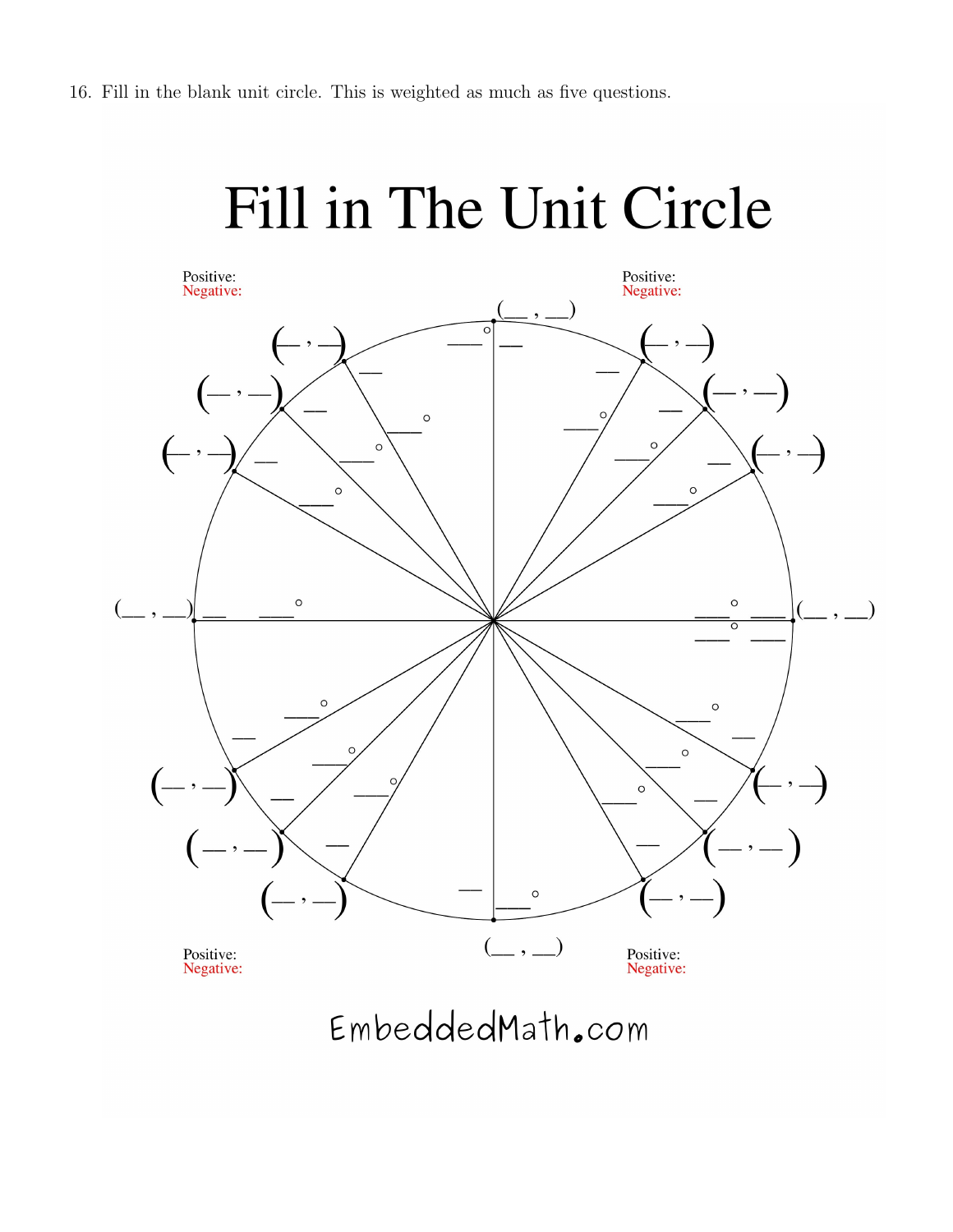16. Fill in the blank unit circle. This is weighted as much as five questions.

# Fill in The Unit Circle

Positive:
Negative:

Positive:
Negative:

Positive:
Negative:

Positive:
Negative:

EmbeddedMath.com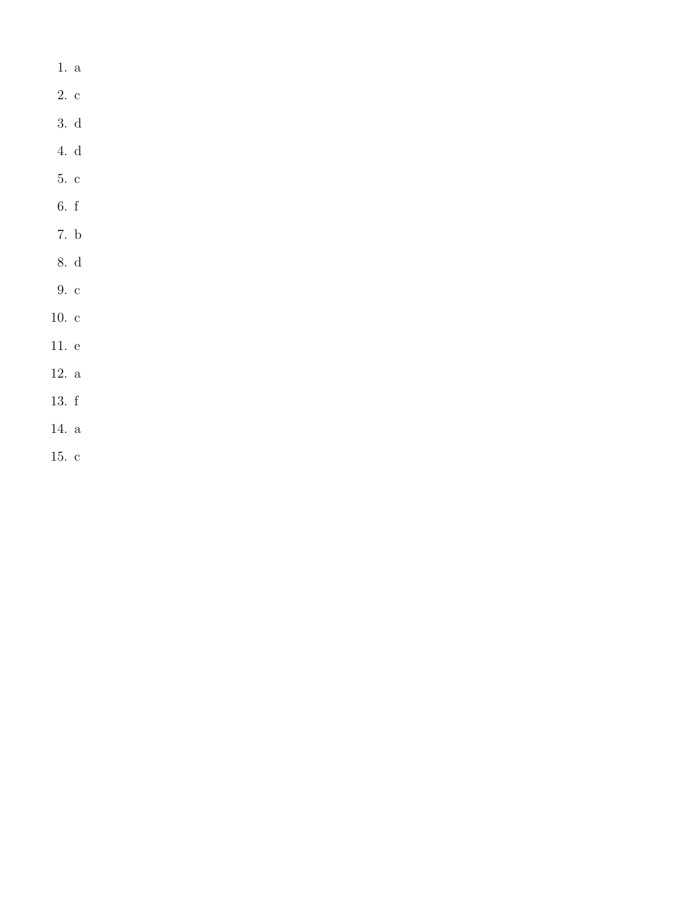1. a
2. c
3. d
4. d
5. c
6. f
7. b
8. d
9. c
10. c
11. e
12. a
13. f
14. a
15. c